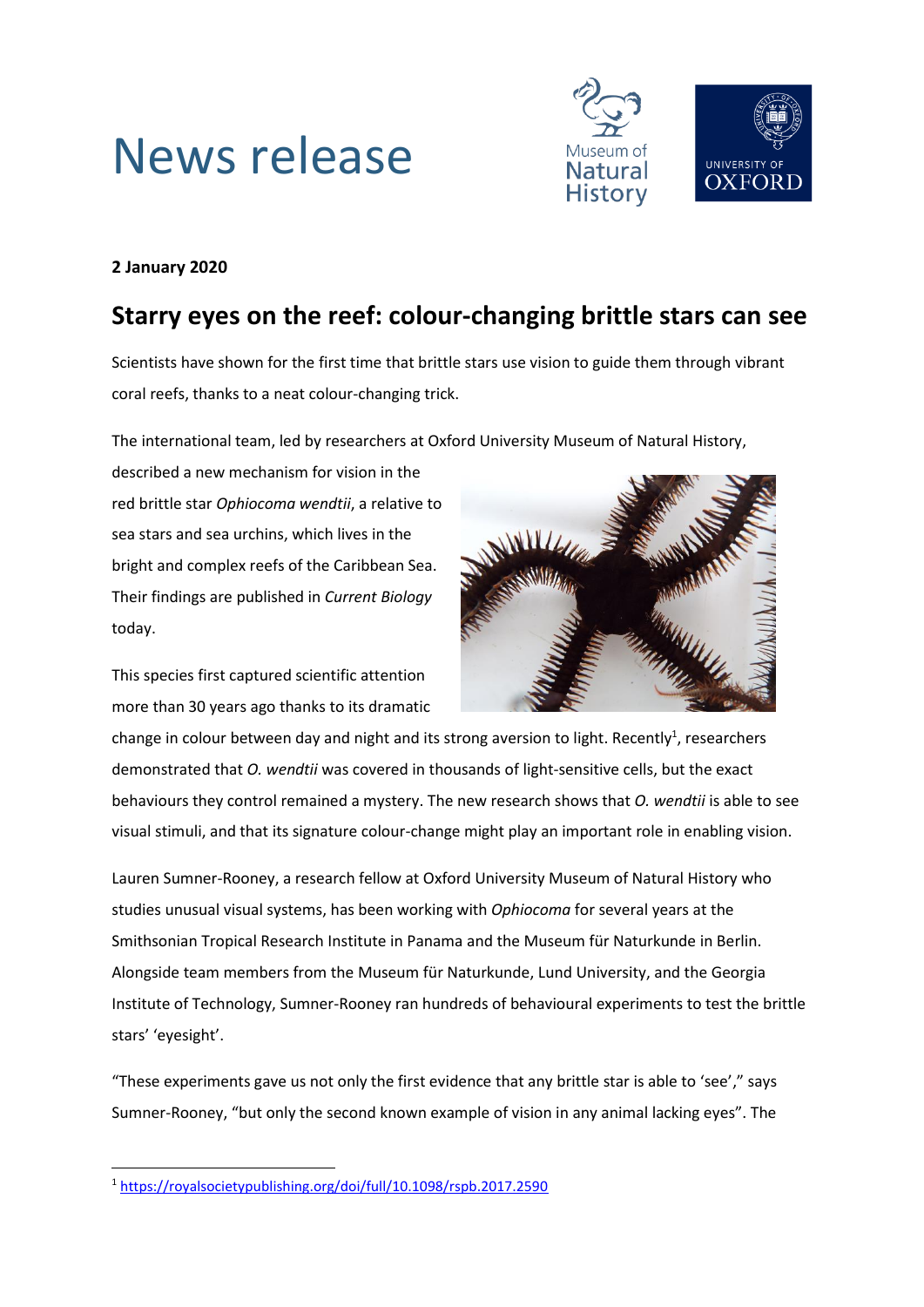# News release

**2 January 2020**

## Starry eyes on the reef: colour-changing brittle stars can see

Scientists have shown for the first time that brittle stars use vision to guide them through vibrant coral reefs, thanks to a neat colour-changing trick.

The international team, led by researchers at Oxford University Museum of Natural History, described a new mechanism for vision in the red brittle star *Ophiocoma wendtii*, a relative to sea stars and sea urchins, which lives in the bright and complex reefs of the Caribbean Sea. Their findings are published in *Current Biology* today.

This species first captured scientific attention more than 30 years ago thanks to its dramatic change in colour between day and night and its strong aversion to light. Recently[1], researchers demonstrated that *O. wendtii* was covered in thousands of light-sensitive cells, but the exact behaviours they control remained a mystery. The new research shows that *O. wendtii* is able to see visual stimuli, and that its signature colour-change might play an important role in enabling vision.

Lauren Sumner-Rooney, a research fellow at Oxford University Museum of Natural History who studies unusual visual systems, has been working with *Ophiocoma* for several years at the Smithsonian Tropical Research Institute in Panama and the Museum für Naturkunde in Berlin. Alongside team members from the Museum für Naturkunde, Lund University, and the Georgia Institute of Technology, Sumner-Rooney ran hundreds of behavioural experiments to test the brittle stars' 'eyesight'.

"These experiments gave us not only the first evidence that any brittle star is able to 'see'," says Sumner-Rooney, "but only the second known example of vision in any animal lacking eyes". The

[1] https://royalsocietypublishing.org/doi/full/10.1098/rspb.2017.2590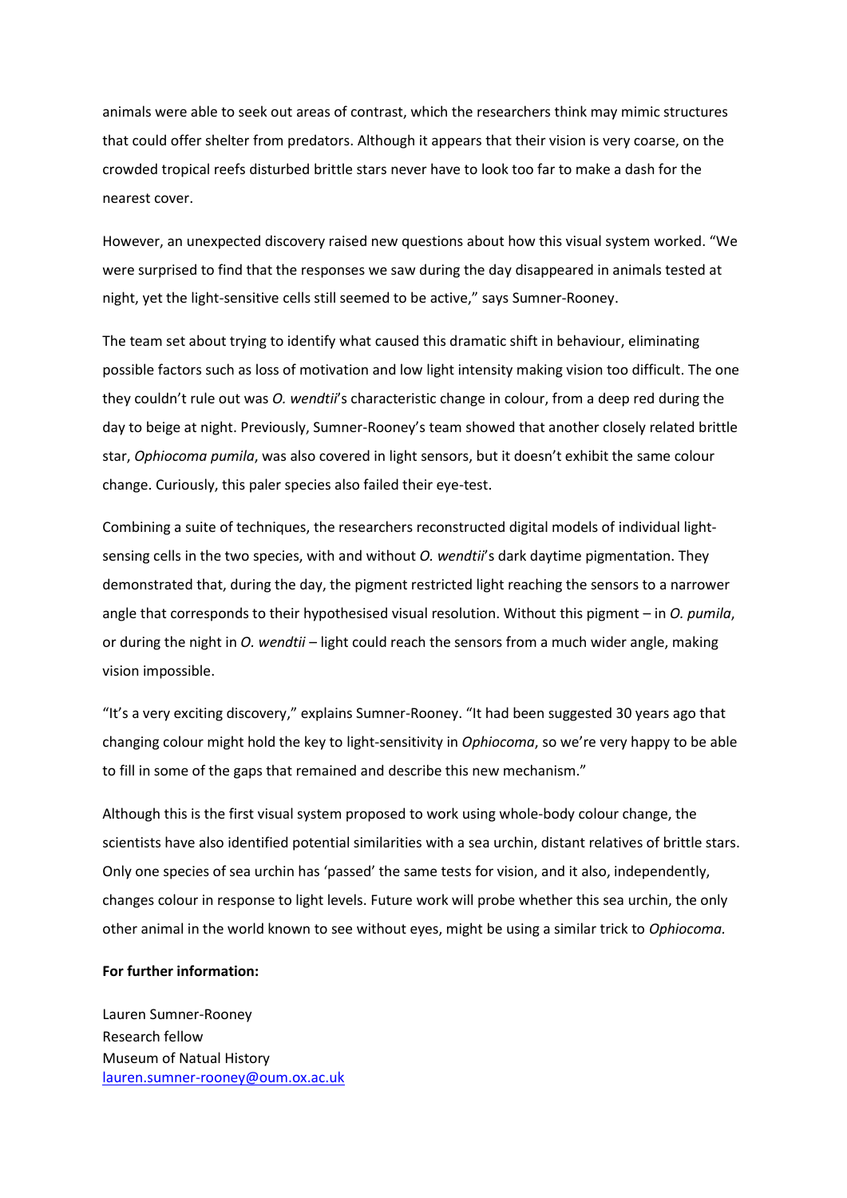animals were able to seek out areas of contrast, which the researchers think may mimic structures that could offer shelter from predators. Although it appears that their vision is very coarse, on the crowded tropical reefs disturbed brittle stars never have to look too far to make a dash for the nearest cover.

However, an unexpected discovery raised new questions about how this visual system worked. "We were surprised to find that the responses we saw during the day disappeared in animals tested at night, yet the light-sensitive cells still seemed to be active," says Sumner-Rooney.

The team set about trying to identify what caused this dramatic shift in behaviour, eliminating possible factors such as loss of motivation and low light intensity making vision too difficult. The one they couldn't rule out was *O. wendtii*'s characteristic change in colour, from a deep red during the day to beige at night. Previously, Sumner-Rooney's team showed that another closely related brittle star, *Ophiocoma pumila*, was also covered in light sensors, but it doesn't exhibit the same colour change. Curiously, this paler species also failed their eye-test.

Combining a suite of techniques, the researchers reconstructed digital models of individual light-sensing cells in the two species, with and without *O. wendtii*'s dark daytime pigmentation. They demonstrated that, during the day, the pigment restricted light reaching the sensors to a narrower angle that corresponds to their hypothesised visual resolution. Without this pigment – in *O. pumila*, or during the night in *O. wendtii* – light could reach the sensors from a much wider angle, making vision impossible.

"It's a very exciting discovery," explains Sumner-Rooney. "It had been suggested 30 years ago that changing colour might hold the key to light-sensitivity in *Ophiocoma*, so we're very happy to be able to fill in some of the gaps that remained and describe this new mechanism."

Although this is the first visual system proposed to work using whole-body colour change, the scientists have also identified potential similarities with a sea urchin, distant relatives of brittle stars. Only one species of sea urchin has 'passed' the same tests for vision, and it also, independently, changes colour in response to light levels. Future work will probe whether this sea urchin, the only other animal in the world known to see without eyes, might be using a similar trick to *Ophiocoma.*

**For further information:**

Lauren Sumner-Rooney
Research fellow
Museum of Natual History
[lauren.sumner-rooney@oum.ox.ac.uk](mailto:lauren.sumner-rooney@oum.ox.ac.uk)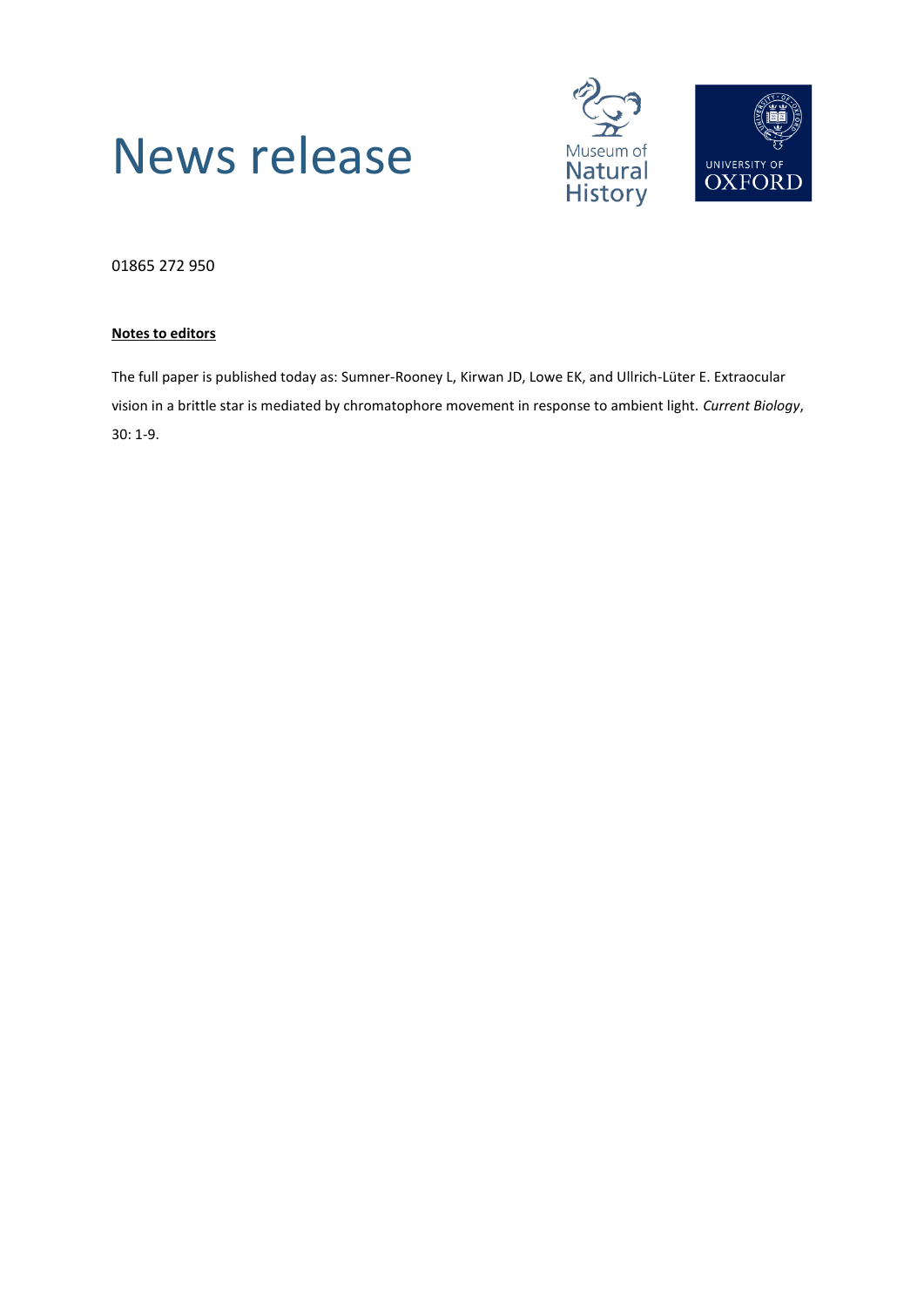# News release

01865 272 950

**Notes to editors**

The full paper is published today as: Sumner-Rooney L, Kirwan JD, Lowe EK, and Ullrich-Lüter E. Extraocular vision in a brittle star is mediated by chromatophore movement in response to ambient light. *Current Biology*, 30: 1-9.